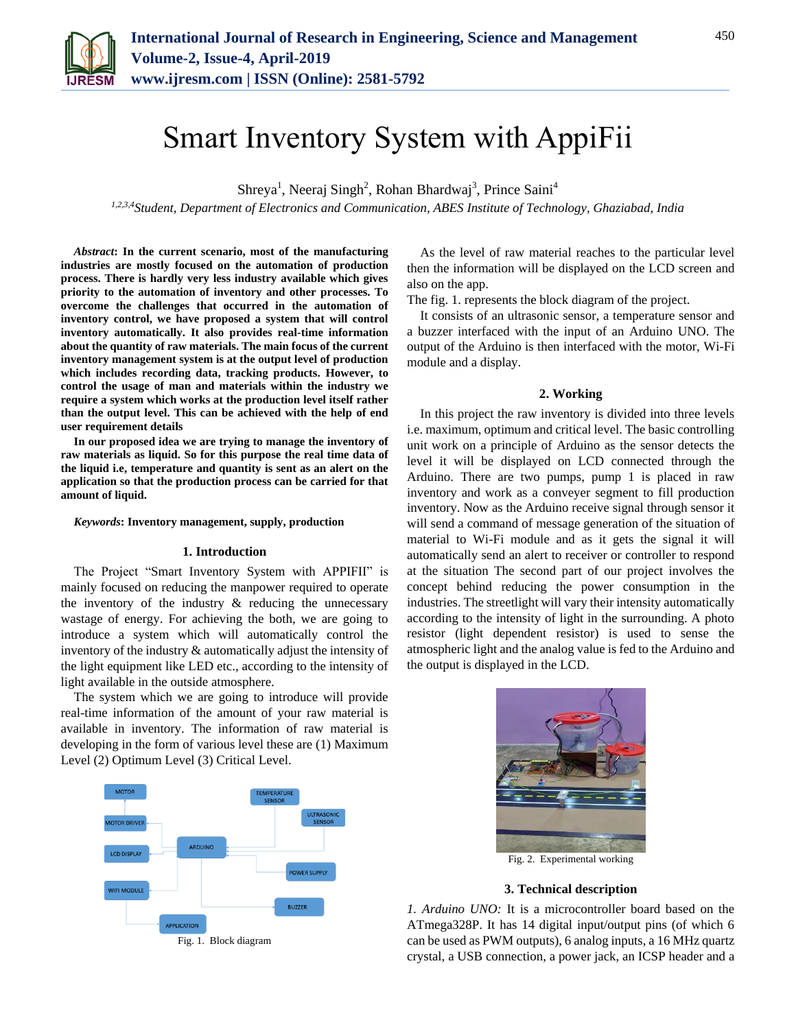# Smart Inventory System with AppiFii

Shreya[1], Neeraj Singh[2], Rohan Bhardwaj[3], Prince Saini[4]

[1,2,3,4]*Student, Department of Electronics and Communication, ABES Institute of Technology, Ghaziabad, India*

***Abstract*: In the current scenario, most of the manufacturing industries are mostly focused on the automation of production process. There is hardly very less industry available which gives priority to the automation of inventory and other processes. To overcome the challenges that occurred in the automation of inventory control, we have proposed a system that will control inventory automatically. It also provides real-time information about the quantity of raw materials. The main focus of the current inventory management system is at the output level of production which includes recording data, tracking products. However, to control the usage of man and materials within the industry we require a system which works at the production level itself rather than the output level. This can be achieved with the help of end user requirement details**

**In our proposed idea we are trying to manage the inventory of raw materials as liquid. So for this purpose the real time data of the liquid i.e, temperature and quantity is sent as an alert on the application so that the production process can be carried for that amount of liquid.**

***Keywords*: Inventory management, supply, production**

## 1. Introduction

The Project "Smart Inventory System with APPIFII" is mainly focused on reducing the manpower required to operate the inventory of the industry & reducing the unnecessary wastage of energy. For achieving the both, we are going to introduce a system which will automatically control the inventory of the industry & automatically adjust the intensity of the light equipment like LED etc., according to the intensity of light available in the outside atmosphere.

The system which we are going to introduce will provide real-time information of the amount of your raw material is available in inventory. The information of raw material is developing in the form of various level these are (1) Maximum Level (2) Optimum Level (3) Critical Level.

Fig. 1. Block diagram

As the level of raw material reaches to the particular level then the information will be displayed on the LCD screen and also on the app.

The fig. 1. represents the block diagram of the project.

It consists of an ultrasonic sensor, a temperature sensor and a buzzer interfaced with the input of an Arduino UNO. The output of the Arduino is then interfaced with the motor, Wi-Fi module and a display.

## 2. Working

In this project the raw inventory is divided into three levels i.e. maximum, optimum and critical level. The basic controlling unit work on a principle of Arduino as the sensor detects the level it will be displayed on LCD connected through the Arduino. There are two pumps, pump 1 is placed in raw inventory and work as a conveyer segment to fill production inventory. Now as the Arduino receive signal through sensor it will send a command of message generation of the situation of material to Wi-Fi module and as it gets the signal it will automatically send an alert to receiver or controller to respond at the situation The second part of our project involves the concept behind reducing the power consumption in the industries. The streetlight will vary their intensity automatically according to the intensity of light in the surrounding. A photo resistor (light dependent resistor) is used to sense the atmospheric light and the analog value is fed to the Arduino and the output is displayed in the LCD.

Fig. 2. Experimental working

## 3. Technical description

*1. Arduino UNO:* It is a microcontroller board based on the ATmega328P. It has 14 digital input/output pins (of which 6 can be used as PWM outputs), 6 analog inputs, a 16 MHz quartz crystal, a USB connection, a power jack, an ICSP header and a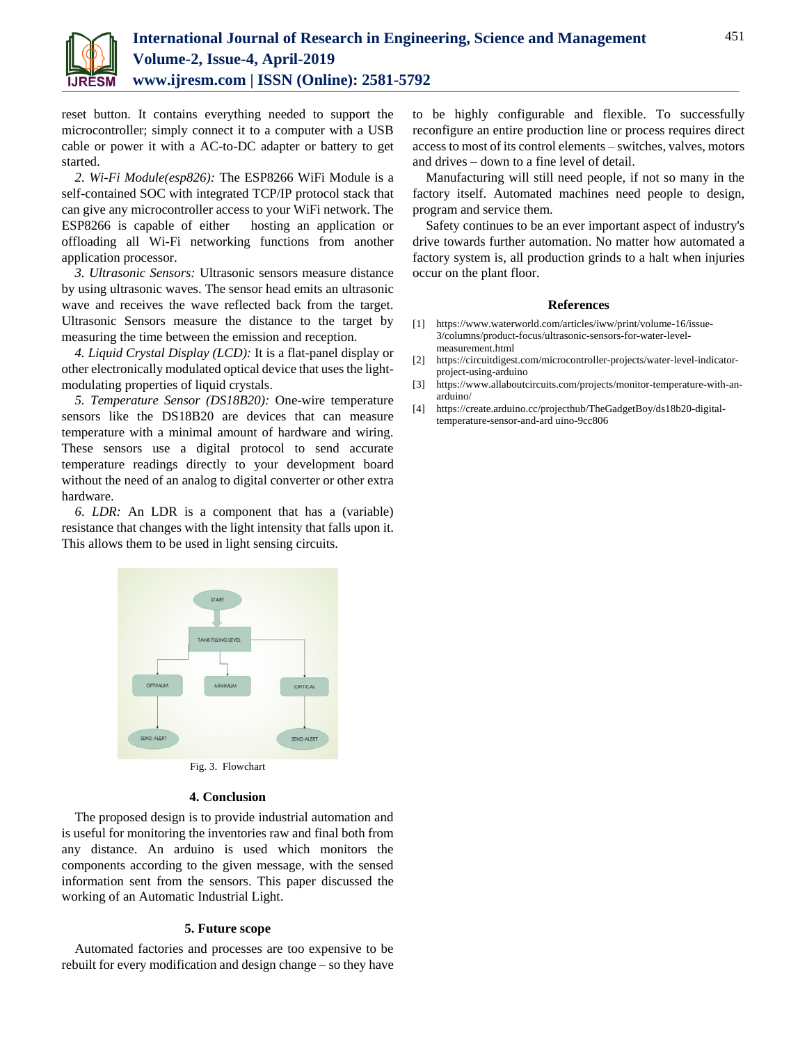reset button. It contains everything needed to support the microcontroller; simply connect it to a computer with a USB cable or power it with a AC-to-DC adapter or battery to get started.

*2. Wi-Fi Module(esp826):* The ESP8266 WiFi Module is a self-contained SOC with integrated TCP/IP protocol stack that can give any microcontroller access to your WiFi network. The ESP8266 is capable of either hosting an application or offloading all Wi-Fi networking functions from another application processor.

*3. Ultrasonic Sensors:* Ultrasonic sensors measure distance by using ultrasonic waves. The sensor head emits an ultrasonic wave and receives the wave reflected back from the target. Ultrasonic Sensors measure the distance to the target by measuring the time between the emission and reception.

*4. Liquid Crystal Display (LCD):* It is a flat-panel display or other electronically modulated optical device that uses the light-modulating properties of liquid crystals.

*5. Temperature Sensor (DS18B20):* One-wire temperature sensors like the DS18B20 are devices that can measure temperature with a minimal amount of hardware and wiring. These sensors use a digital protocol to send accurate temperature readings directly to your development board without the need of an analog to digital converter or other extra hardware.

*6. LDR:* An LDR is a component that has a (variable) resistance that changes with the light intensity that falls upon it. This allows them to be used in light sensing circuits.

START

TANK FILLING LEVEL

OPTIMUM

MINIMUM

CRITICAL

SEND ALERT

SEND ALERT

Fig. 3. Flowchart

## 4. Conclusion

The proposed design is to provide industrial automation and is useful for monitoring the inventories raw and final both from any distance. An arduino is used which monitors the components according to the given message, with the sensed information sent from the sensors. This paper discussed the working of an Automatic Industrial Light.

## 5. Future scope

Automated factories and processes are too expensive to be rebuilt for every modification and design change – so they have to be highly configurable and flexible. To successfully reconfigure an entire production line or process requires direct access to most of its control elements – switches, valves, motors and drives – down to a fine level of detail.

Manufacturing will still need people, if not so many in the factory itself. Automated machines need people to design, program and service them.

Safety continues to be an ever important aspect of industry's drive towards further automation. No matter how automated a factory system is, all production grinds to a halt when injuries occur on the plant floor.

## References

[1] https://www.waterworld.com/articles/iww/print/volume-16/issue-3/columns/product-focus/ultrasonic-sensors-for-water-level-measurement.html
[2] https://circuitdigest.com/microcontroller-projects/water-level-indicator-project-using-arduino
[3] https://www.allaboutcircuits.com/projects/monitor-temperature-with-an-arduino/
[4] https://create.arduino.cc/projecthub/TheGadgetBoy/ds18b20-digital-temperature-sensor-and-ard uino-9cc806